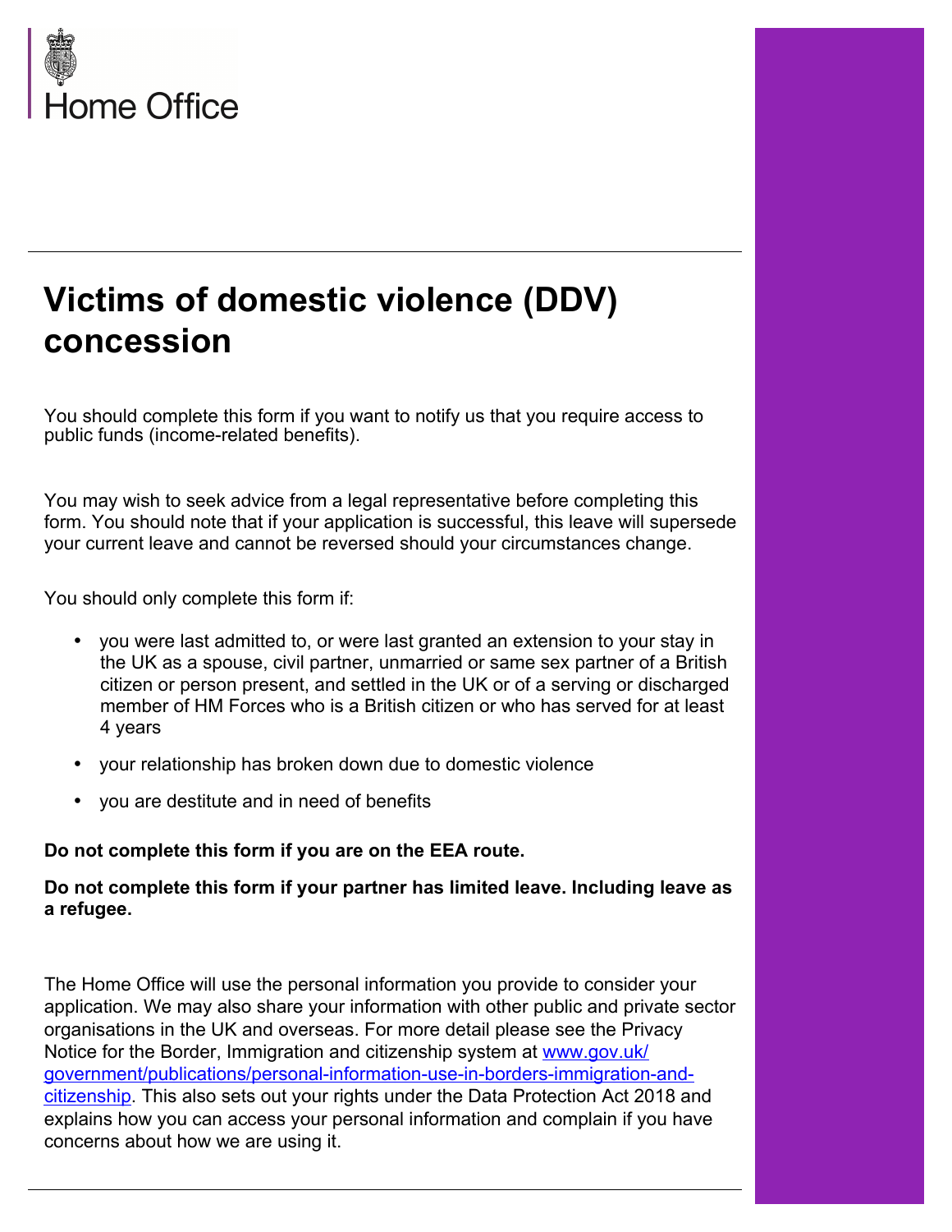Home Office

# Victims of domestic violence (DDV) concession

You should complete this form if you want to notify us that you require access to public funds (income-related benefits).

You may wish to seek advice from a legal representative before completing this form. You should note that if your application is successful, this leave will supersede your current leave and cannot be reversed should your circumstances change.

You should only complete this form if:

- you were last admitted to, or were last granted an extension to your stay in the UK as a spouse, civil partner, unmarried or same sex partner of a British citizen or person present, and settled in the UK or of a serving or discharged member of HM Forces who is a British citizen or who has served for at least 4 years
- your relationship has broken down due to domestic violence
- you are destitute and in need of benefits

**Do not complete this form if you are on the EEA route.**

**Do not complete this form if your partner has limited leave. Including leave as a refugee.**

The Home Office will use the personal information you provide to consider your application. We may also share your information with other public and private sector organisations in the UK and overseas. For more detail please see the Privacy Notice for the Border, Immigration and citizenship system at [www.gov.uk/government/publications/personal-information-use-in-borders-immigration-and-citizenship](https://www.gov.uk/government/publications/personal-information-use-in-borders-immigration-and-citizenship). This also sets out your rights under the Data Protection Act 2018 and explains how you can access your personal information and complain if you have concerns about how we are using it.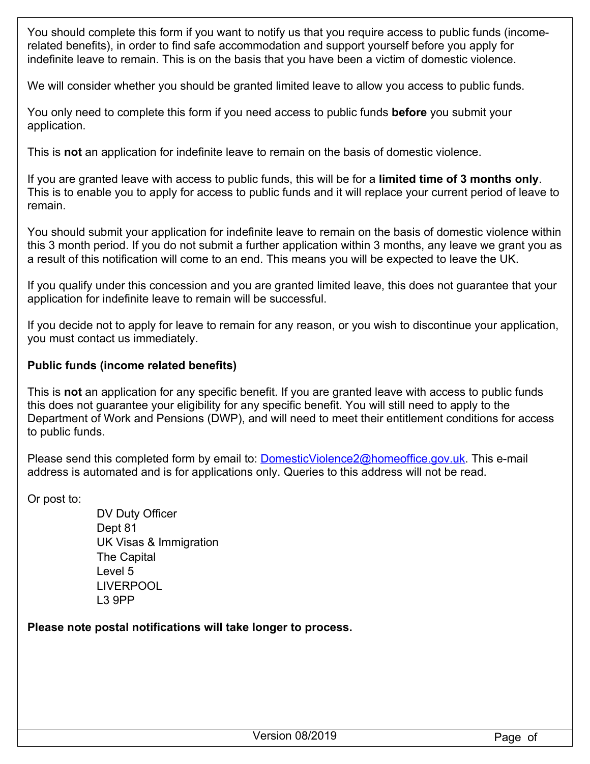You should complete this form if you want to notify us that you require access to public funds (income-related benefits), in order to find safe accommodation and support yourself before you apply for indefinite leave to remain. This is on the basis that you have been a victim of domestic violence.

We will consider whether you should be granted limited leave to allow you access to public funds.

You only need to complete this form if you need access to public funds **before** you submit your application.

This is **not** an application for indefinite leave to remain on the basis of domestic violence.

If you are granted leave with access to public funds, this will be for a **limited time of 3 months only**. This is to enable you to apply for access to public funds and it will replace your current period of leave to remain.

You should submit your application for indefinite leave to remain on the basis of domestic violence within this 3 month period. If you do not submit a further application within 3 months, any leave we grant you as a result of this notification will come to an end. This means you will be expected to leave the UK.

If you qualify under this concession and you are granted limited leave, this does not guarantee that your application for indefinite leave to remain will be successful.

If you decide not to apply for leave to remain for any reason, or you wish to discontinue your application, you must contact us immediately.

**Public funds (income related benefits)**

This is **not** an application for any specific benefit. If you are granted leave with access to public funds this does not guarantee your eligibility for any specific benefit. You will still need to apply to the Department of Work and Pensions (DWP), and will need to meet their entitlement conditions for access to public funds.

Please send this completed form by email to: DomesticViolence2@homeoffice.gov.uk. This e-mail address is automated and is for applications only. Queries to this address will not be read.

Or post to:

DV Duty Officer
Dept 81
UK Visas & Immigration
The Capital
Level 5
LIVERPOOL
L3 9PP

**Please note postal notifications will take longer to process.**

Version 08/2019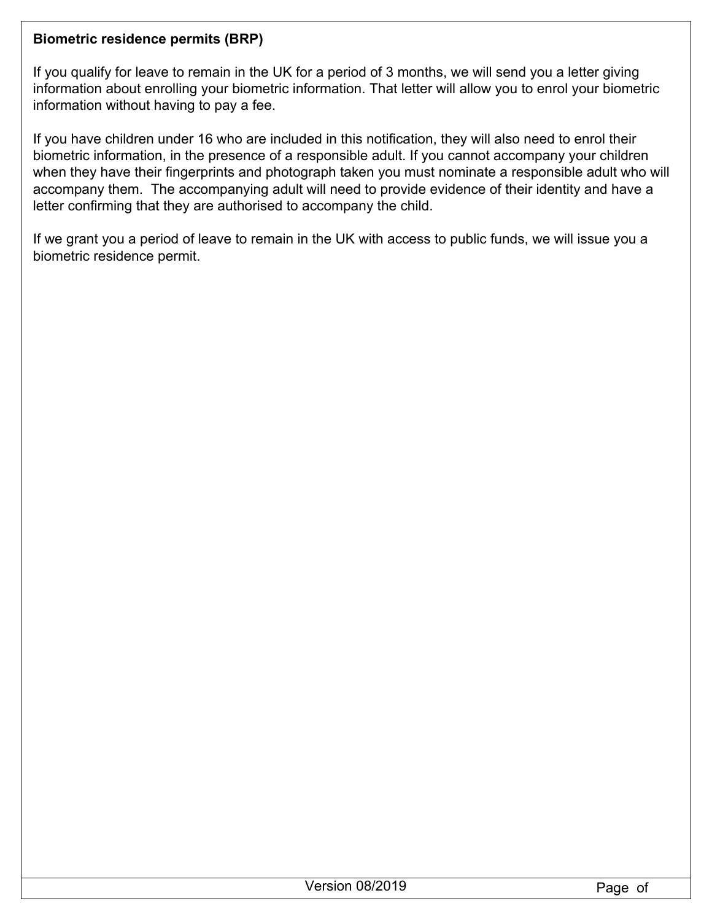**Biometric residence permits (BRP)**

If you qualify for leave to remain in the UK for a period of 3 months, we will send you a letter giving information about enrolling your biometric information. That letter will allow you to enrol your biometric information without having to pay a fee.

If you have children under 16 who are included in this notification, they will also need to enrol their biometric information, in the presence of a responsible adult. If you cannot accompany your children when they have their fingerprints and photograph taken you must nominate a responsible adult who will accompany them. The accompanying adult will need to provide evidence of their identity and have a letter confirming that they are authorised to accompany the child.

If we grant you a period of leave to remain in the UK with access to public funds, we will issue you a biometric residence permit.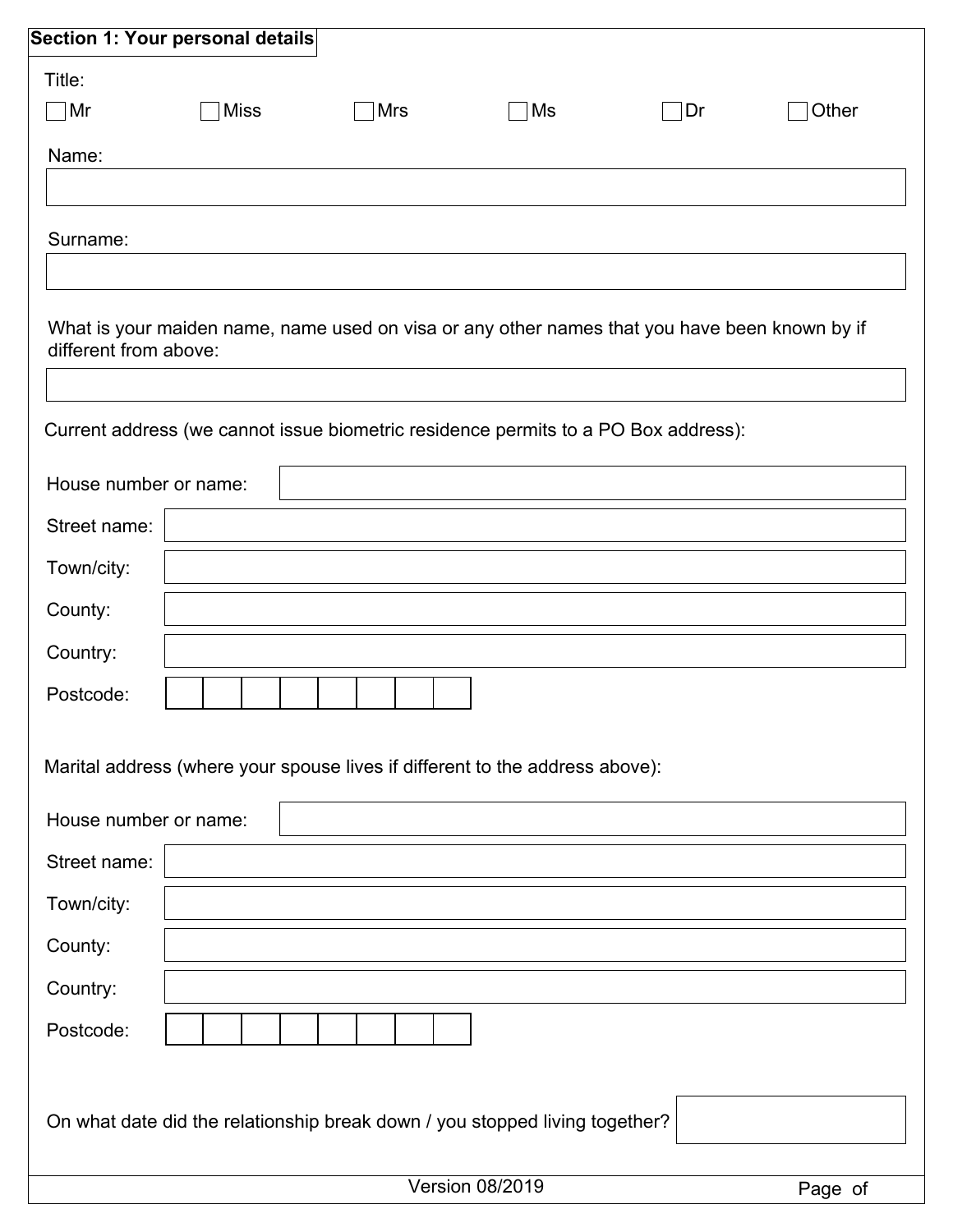## Section 1: Your personal details

Title:

☐ Mr ☐ Miss ☐ Mrs ☐ Ms ☐ Dr ☐ Other

Name:

Surname:

What is your maiden name, name used on visa or any other names that you have been known by if different from above:

Current address (we cannot issue biometric residence permits to a PO Box address):

House number or name:

Street name:

Town/city:

County:

Country:

Postcode:

Marital address (where your spouse lives if different to the address above):

House number or name:

Street name:

Town/city:

County:

Country:

Postcode:

On what date did the relationship break down / you stopped living together?

Version 08/2019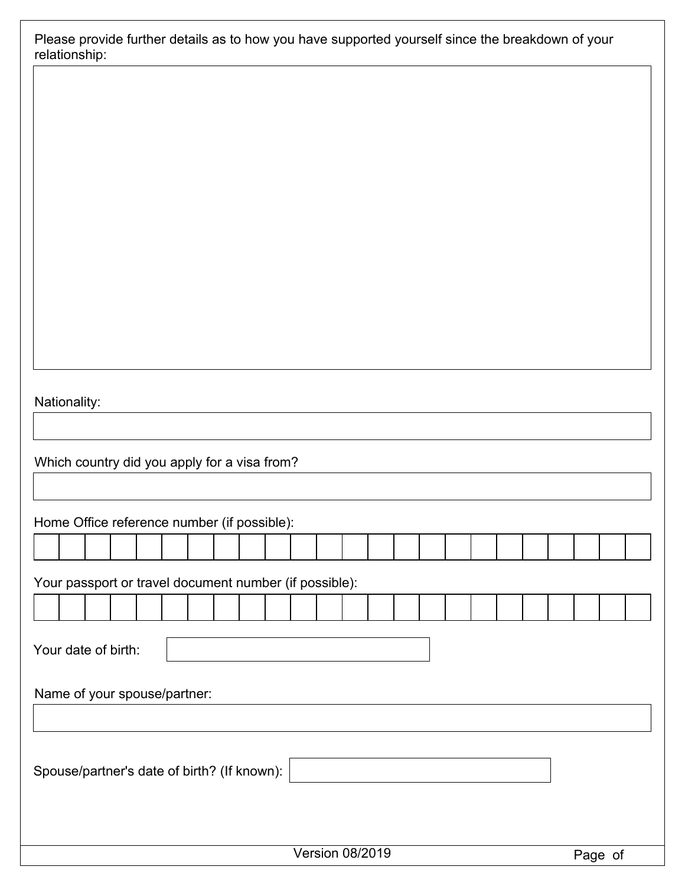Please provide further details as to how you have supported yourself since the breakdown of your relationship:

Nationality:

Which country did you apply for a visa from?

Home Office reference number (if possible):

Your passport or travel document number (if possible):

Your date of birth:

Name of your spouse/partner:

Spouse/partner's date of birth? (If known):

Version 08/2019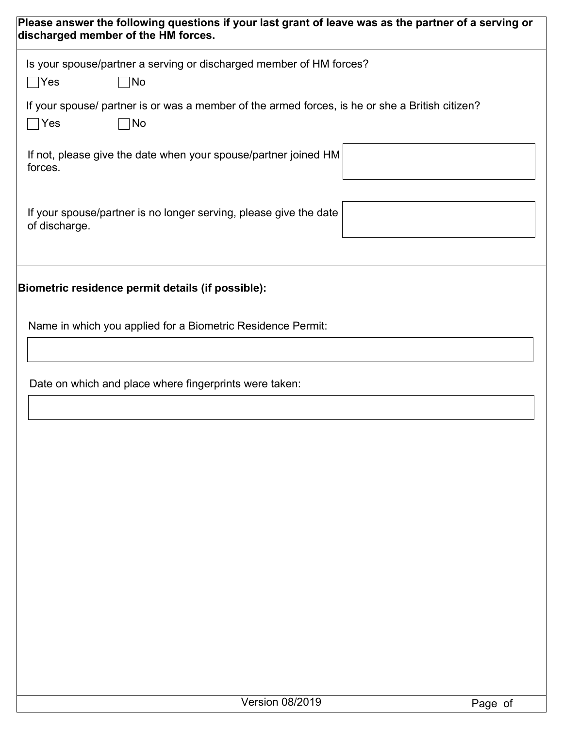**Please answer the following questions if your last grant of leave was as the partner of a serving or discharged member of the HM forces.**

Is your spouse/partner a serving or discharged member of HM forces?

☐ Yes ☐ No

If your spouse/ partner is or was a member of the armed forces, is he or she a British citizen?

☐ Yes ☐ No

If not, please give the date when your spouse/partner joined HM forces.

If your spouse/partner is no longer serving, please give the date of discharge.

**Biometric residence permit details (if possible):**

Name in which you applied for a Biometric Residence Permit:

Date on which and place where fingerprints were taken:

Version 08/2019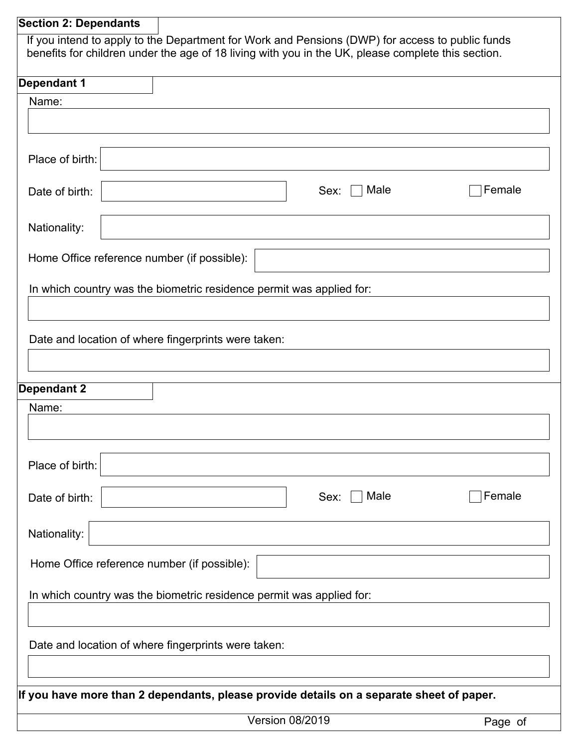## Section 2: Dependants

If you intend to apply to the Department for Work and Pensions (DWP) for access to public funds benefits for children under the age of 18 living with you in the UK, please complete this section.

### Dependant 1

Name:

Place of birth:

Date of birth: Sex: ☐ Male ☐ Female

Nationality:

Home Office reference number (if possible):

In which country was the biometric residence permit was applied for:

Date and location of where fingerprints were taken:

### Dependant 2

Name:

Place of birth:

Date of birth: Sex: ☐ Male ☐ Female

Nationality:

Home Office reference number (if possible):

In which country was the biometric residence permit was applied for:

Date and location of where fingerprints were taken:

**If you have more than 2 dependants, please provide details on a separate sheet of paper.**

Version 08/2019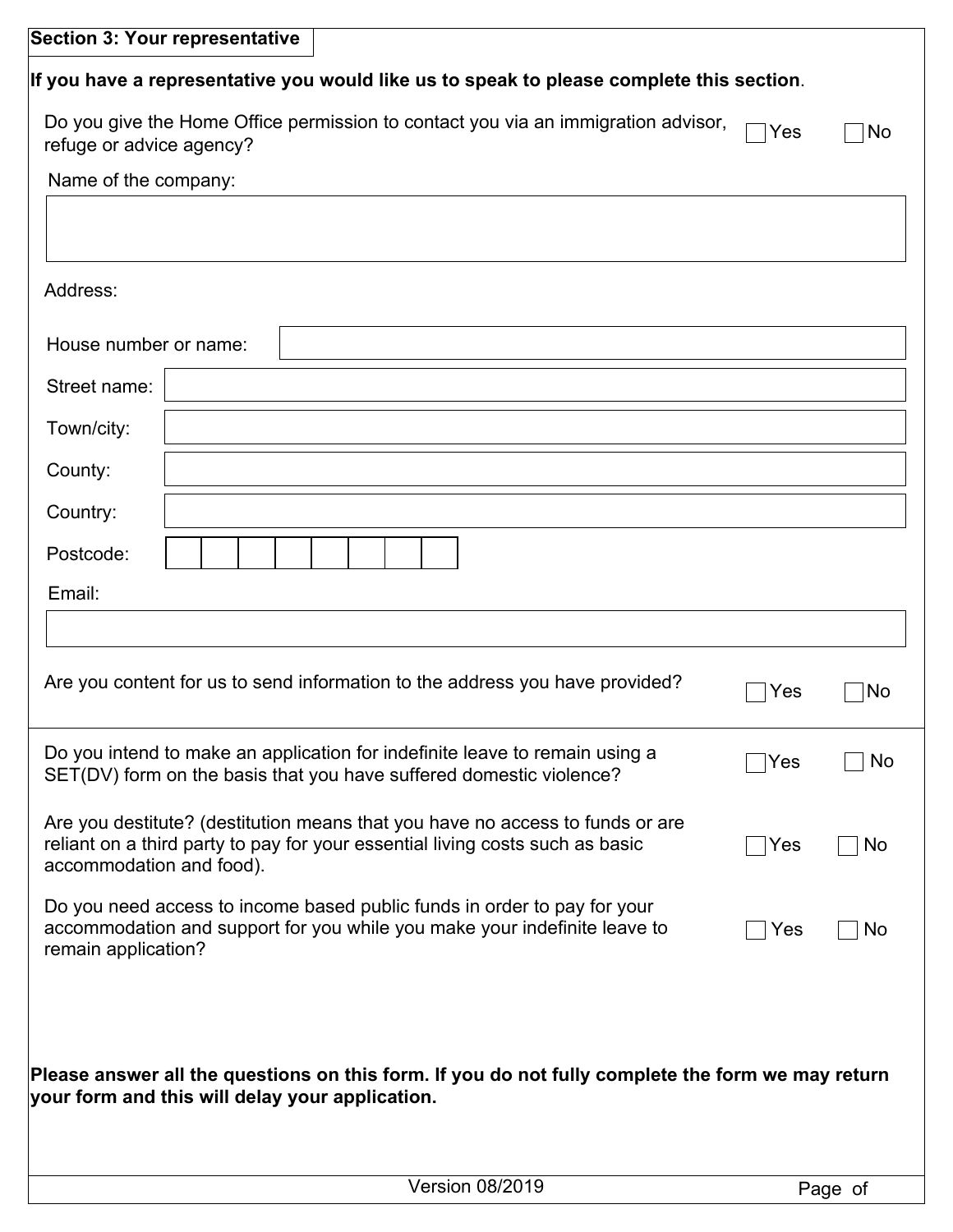## Section 3: Your representative

**If you have a representative you would like us to speak to please complete this section**.

Do you give the Home Office permission to contact you via an immigration advisor, refuge or advice agency? ☐ Yes ☐ No

Name of the company:

Address:

House number or name:

Street name:

Town/city:

County:

Country:

Postcode:

Email:

Are you content for us to send information to the address you have provided? ☐ Yes ☐ No

Do you intend to make an application for indefinite leave to remain using a SET(DV) form on the basis that you have suffered domestic violence? ☐ Yes ☐ No

Are you destitute? (destitution means that you have no access to funds or are reliant on a third party to pay for your essential living costs such as basic accommodation and food). ☐ Yes ☐ No

Do you need access to income based public funds in order to pay for your accommodation and support for you while you make your indefinite leave to remain application? ☐ Yes ☐ No

**Please answer all the questions on this form. If you do not fully complete the form we may return your form and this will delay your application.**

Version 08/2019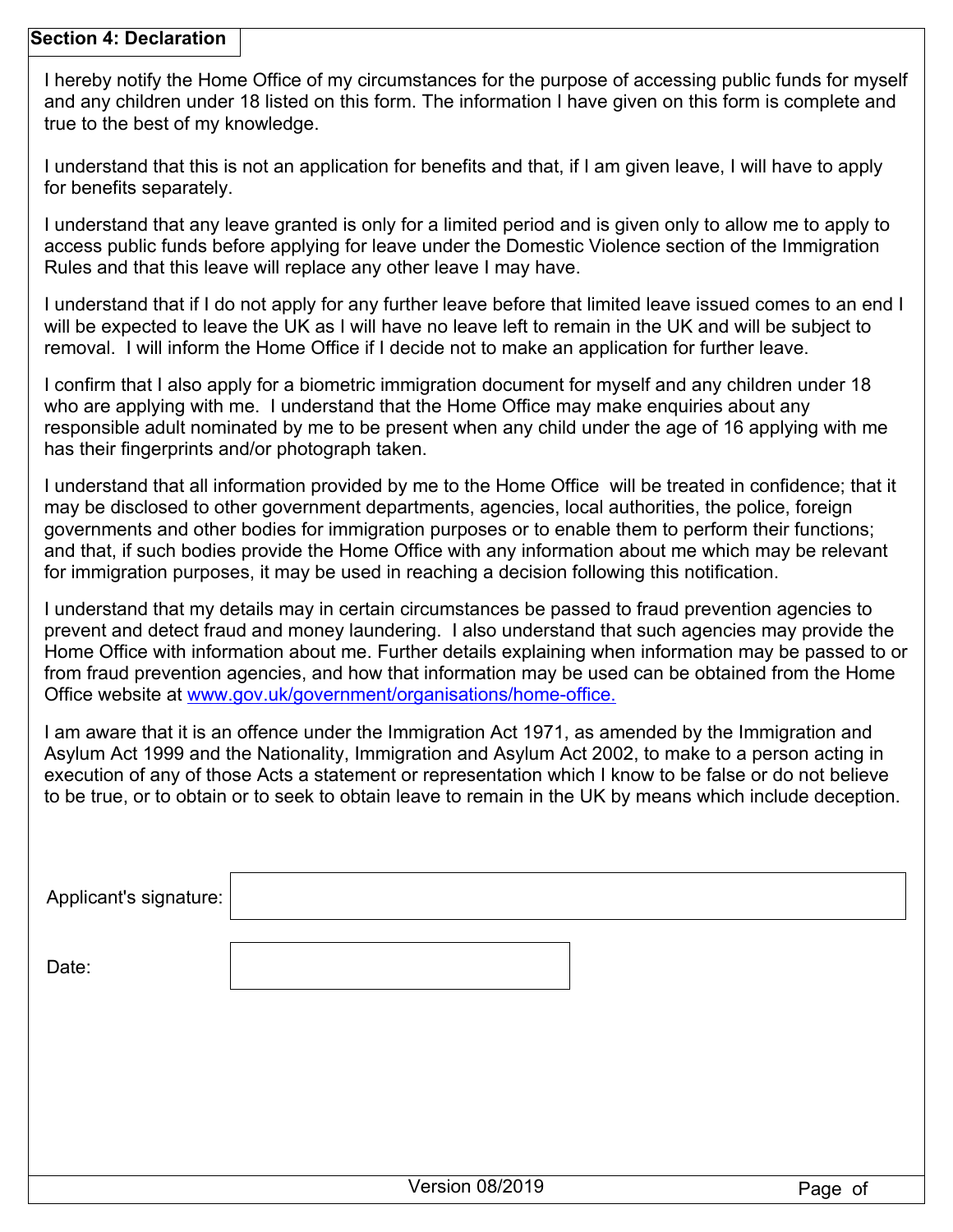## Section 4: Declaration

I hereby notify the Home Office of my circumstances for the purpose of accessing public funds for myself and any children under 18 listed on this form. The information I have given on this form is complete and true to the best of my knowledge.

I understand that this is not an application for benefits and that, if I am given leave, I will have to apply for benefits separately.

I understand that any leave granted is only for a limited period and is given only to allow me to apply to access public funds before applying for leave under the Domestic Violence section of the Immigration Rules and that this leave will replace any other leave I may have.

I understand that if I do not apply for any further leave before that limited leave issued comes to an end I will be expected to leave the UK as I will have no leave left to remain in the UK and will be subject to removal. I will inform the Home Office if I decide not to make an application for further leave.

I confirm that I also apply for a biometric immigration document for myself and any children under 18 who are applying with me. I understand that the Home Office may make enquiries about any responsible adult nominated by me to be present when any child under the age of 16 applying with me has their fingerprints and/or photograph taken.

I understand that all information provided by me to the Home Office will be treated in confidence; that it may be disclosed to other government departments, agencies, local authorities, the police, foreign governments and other bodies for immigration purposes or to enable them to perform their functions; and that, if such bodies provide the Home Office with any information about me which may be relevant for immigration purposes, it may be used in reaching a decision following this notification.

I understand that my details may in certain circumstances be passed to fraud prevention agencies to prevent and detect fraud and money laundering. I also understand that such agencies may provide the Home Office with information about me. Further details explaining when information may be passed to or from fraud prevention agencies, and how that information may be used can be obtained from the Home Office website at [www.gov.uk/government/organisations/home-office.](http://www.gov.uk/government/organisations/home-office)

I am aware that it is an offence under the Immigration Act 1971, as amended by the Immigration and Asylum Act 1999 and the Nationality, Immigration and Asylum Act 2002, to make to a person acting in execution of any of those Acts a statement or representation which I know to be false or do not believe to be true, or to obtain or to seek to obtain leave to remain in the UK by means which include deception.

Applicant's signature:

Date:

Version 08/2019